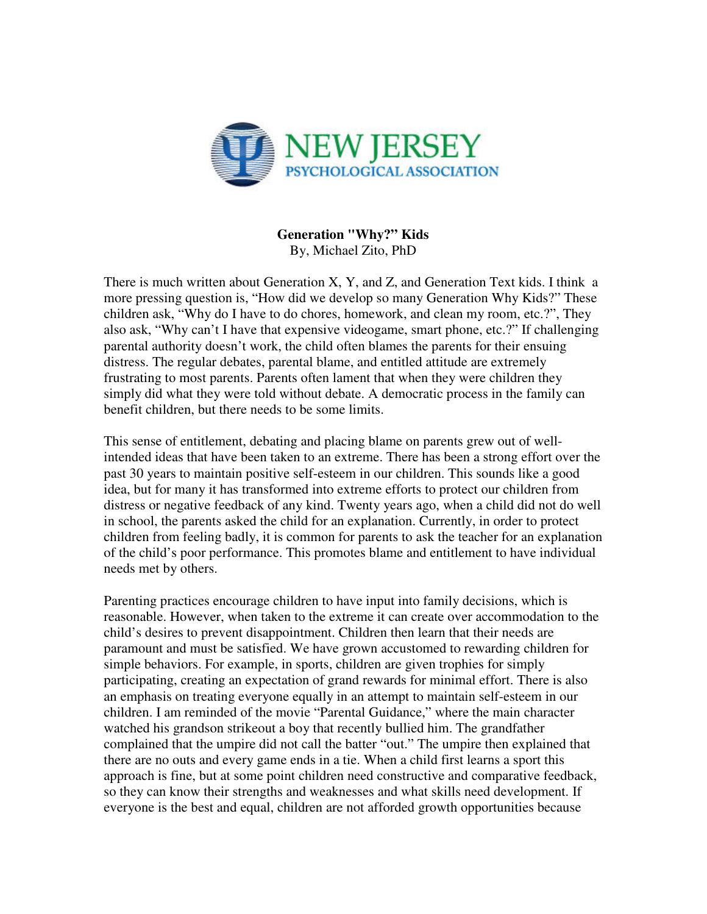NEW JERSEY PSYCHOLOGICAL ASSOCIATION

**Generation "Why?" Kids**

By, Michael Zito, PhD

There is much written about Generation X, Y, and Z, and Generation Text kids. I think a more pressing question is, "How did we develop so many Generation Why Kids?" These children ask, "Why do I have to do chores, homework, and clean my room, etc.?", They also ask, "Why can't I have that expensive videogame, smart phone, etc.?" If challenging parental authority doesn't work, the child often blames the parents for their ensuing distress. The regular debates, parental blame, and entitled attitude are extremely frustrating to most parents. Parents often lament that when they were children they simply did what they were told without debate. A democratic process in the family can benefit children, but there needs to be some limits.

This sense of entitlement, debating and placing blame on parents grew out of well-intended ideas that have been taken to an extreme. There has been a strong effort over the past 30 years to maintain positive self-esteem in our children. This sounds like a good idea, but for many it has transformed into extreme efforts to protect our children from distress or negative feedback of any kind. Twenty years ago, when a child did not do well in school, the parents asked the child for an explanation. Currently, in order to protect children from feeling badly, it is common for parents to ask the teacher for an explanation of the child's poor performance. This promotes blame and entitlement to have individual needs met by others.

Parenting practices encourage children to have input into family decisions, which is reasonable. However, when taken to the extreme it can create over accommodation to the child's desires to prevent disappointment. Children then learn that their needs are paramount and must be satisfied. We have grown accustomed to rewarding children for simple behaviors. For example, in sports, children are given trophies for simply participating, creating an expectation of grand rewards for minimal effort. There is also an emphasis on treating everyone equally in an attempt to maintain self-esteem in our children. I am reminded of the movie "Parental Guidance," where the main character watched his grandson strikeout a boy that recently bullied him. The grandfather complained that the umpire did not call the batter "out." The umpire then explained that there are no outs and every game ends in a tie. When a child first learns a sport this approach is fine, but at some point children need constructive and comparative feedback, so they can know their strengths and weaknesses and what skills need development. If everyone is the best and equal, children are not afforded growth opportunities because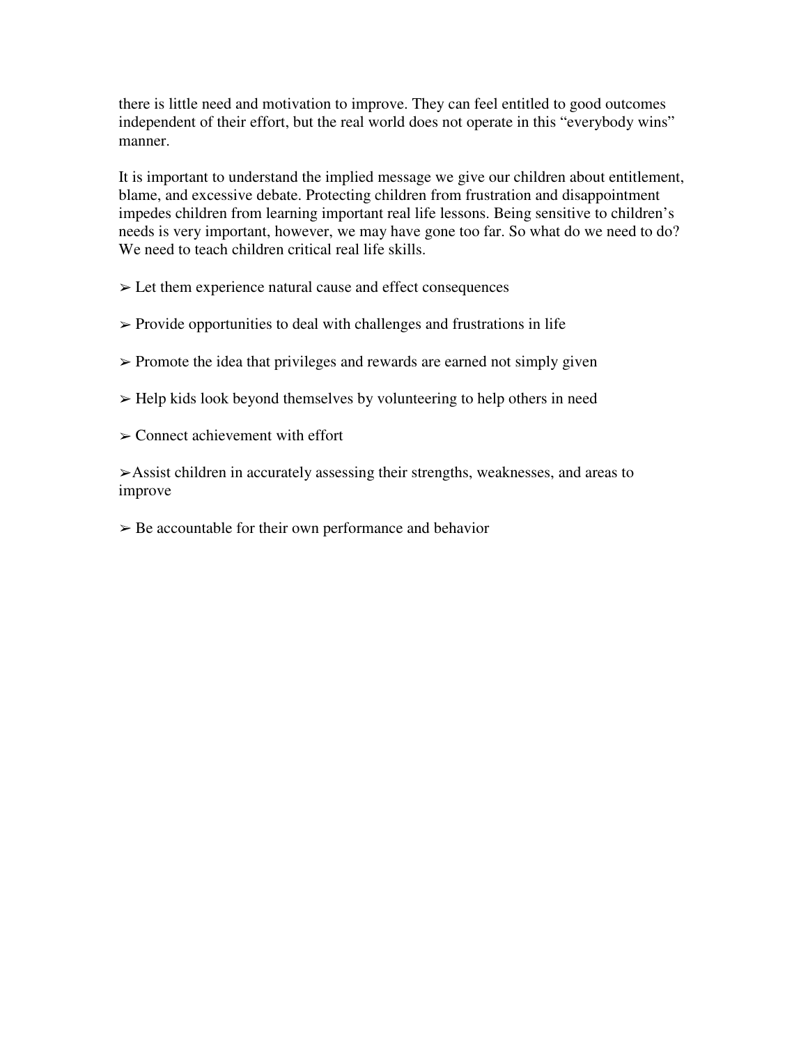there is little need and motivation to improve. They can feel entitled to good outcomes independent of their effort, but the real world does not operate in this "everybody wins" manner.

It is important to understand the implied message we give our children about entitlement, blame, and excessive debate. Protecting children from frustration and disappointment impedes children from learning important real life lessons. Being sensitive to children's needs is very important, however, we may have gone too far. So what do we need to do? We need to teach children critical real life skills.

➢ Let them experience natural cause and effect consequences

➢ Provide opportunities to deal with challenges and frustrations in life

➢ Promote the idea that privileges and rewards are earned not simply given

➢ Help kids look beyond themselves by volunteering to help others in need

➢ Connect achievement with effort

➢Assist children in accurately assessing their strengths, weaknesses, and areas to improve

➢ Be accountable for their own performance and behavior